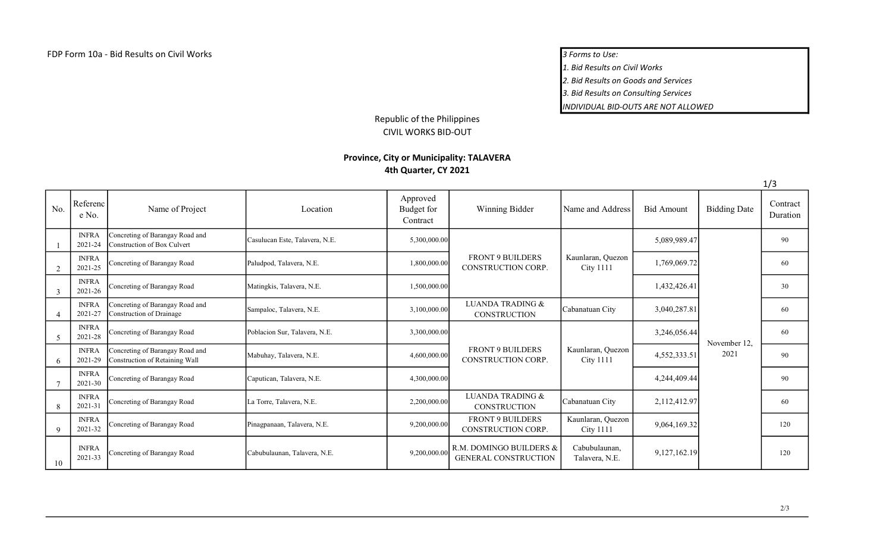FDP Form 10a - Bid Results on Civil Works

*3 Forms to Use:*
*1. Bid Results on Civil Works*
*2. Bid Results on Goods and Services*
*3. Bid Results on Consulting Services*
*INDIVIDUAL BID-OUTS ARE NOT ALLOWED*

Republic of the Philippines
CIVIL WORKS BID-OUT

**Province, City or Municipality: TALAVERA**
**4th Quarter, CY 2021**

| No. | Reference No. | Name of Project | Location | Approved Budget for Contract | Winning Bidder | Name and Address | Bid Amount | Bidding Date | Contract Duration |
|---|---|---|---|---|---|---|---|---|---|
| 1 | INFRA 2021-24 | Concreting of Barangay Road and Construction of Box Culvert | Casulucan Este, Talavera, N.E. | 5,300,000.00 | FRONT 9 BUILDERS CONSTRUCTION CORP. | Kaunlaran, Quezon City 1111 | 5,089,989.47 | November 12, 2021 | 90 |
| 2 | INFRA 2021-25 | Concreting of Barangay Road | Paludpod, Talavera, N.E. | 1,800,000.00 | FRONT 9 BUILDERS CONSTRUCTION CORP. | Kaunlaran, Quezon City 1111 | 1,769,069.72 | November 12, 2021 | 60 |
| 3 | INFRA 2021-26 | Concreting of Barangay Road | Matingkis, Talavera, N.E. | 1,500,000.00 | FRONT 9 BUILDERS CONSTRUCTION CORP. | Kaunlaran, Quezon City 1111 | 1,432,426.41 | November 12, 2021 | 30 |
| 4 | INFRA 2021-27 | Concreting of Barangay Road and Construction of Drainage | Sampaloc, Talavera, N.E. | 3,100,000.00 | LUANDA TRADING & CONSTRUCTION | Cabanatuan City | 3,040,287.81 | November 12, 2021 | 60 |
| 5 | INFRA 2021-28 | Concreting of Barangay Road | Poblacion Sur, Talavera, N.E. | 3,300,000.00 | FRONT 9 BUILDERS CONSTRUCTION CORP. | Kaunlaran, Quezon City 1111 | 3,246,056.44 | November 12, 2021 | 60 |
| 6 | INFRA 2021-29 | Concreting of Barangay Road and Construction of Retaining Wall | Mabuhay, Talavera, N.E. | 4,600,000.00 | FRONT 9 BUILDERS CONSTRUCTION CORP. | Kaunlaran, Quezon City 1111 | 4,552,333.51 | November 12, 2021 | 90 |
| 7 | INFRA 2021-30 | Concreting of Barangay Road | Caputican, Talavera, N.E. | 4,300,000.00 | FRONT 9 BUILDERS CONSTRUCTION CORP. | Kaunlaran, Quezon City 1111 | 4,244,409.44 | November 12, 2021 | 90 |
| 8 | INFRA 2021-31 | Concreting of Barangay Road | La Torre, Talavera, N.E. | 2,200,000.00 | LUANDA TRADING & CONSTRUCTION | Cabanatuan City | 2,112,412.97 | November 12, 2021 | 60 |
| 9 | INFRA 2021-32 | Concreting of Barangay Road | Pinagpanaan, Talavera, N.E. | 9,200,000.00 | FRONT 9 BUILDERS CONSTRUCTION CORP. | Kaunlaran, Quezon City 1111 | 9,064,169.32 | November 12, 2021 | 120 |
| 10 | INFRA 2021-33 | Concreting of Barangay Road | Cabubulaunan, Talavera, N.E. | 9,200,000.00 | R.M. DOMINGO BUILDERS & GENERAL CONSTRUCTION | Cabubulaunan, Talavera, N.E. | 9,127,162.19 | November 12, 2021 | 120 |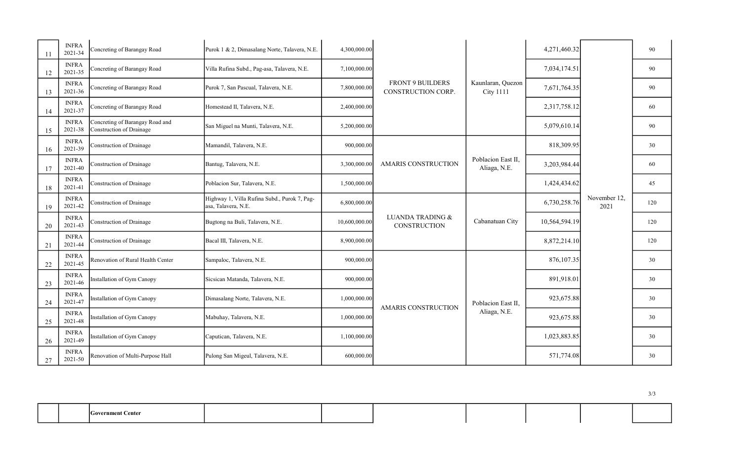| | | | | | | | | | |
|---|---|---|---|---|---|---|---|---|---|
| 11 | INFRA 2021-34 | Concreting of Barangay Road | Purok 1 & 2, Dimasalang Norte, Talavera, N.E. | 4,300,000.00 | FRONT 9 BUILDERS CONSTRUCTION CORP. | Kaunlaran, Quezon City 1111 | 4,271,460.32 | November 12, 2021 | 90 |
| 12 | INFRA 2021-35 | Concreting of Barangay Road | Villa Rufina Subd., Pag-asa, Talavera, N.E. | 7,100,000.00 | | | 7,034,174.51 | | 90 |
| 13 | INFRA 2021-36 | Concreting of Barangay Road | Purok 7, San Pascual, Talavera, N.E. | 7,800,000.00 | | | 7,671,764.35 | | 90 |
| 14 | INFRA 2021-37 | Concreting of Barangay Road | Homestead II, Talavera, N.E. | 2,400,000.00 | | | 2,317,758.12 | | 60 |
| 15 | INFRA 2021-38 | Concreting of Barangay Road and Construction of Drainage | San Miguel na Munti, Talavera, N.E. | 5,200,000.00 | | | 5,079,610.14 | | 90 |
| 16 | INFRA 2021-39 | Construction of Drainage | Mamandil, Talavera, N.E. | 900,000.00 | AMARIS CONSTRUCTION | Poblacion East II, Aliaga, N.E. | 818,309.95 | | 30 |
| 17 | INFRA 2021-40 | Construction of Drainage | Bantug, Talavera, N.E. | 3,300,000.00 | | | 3,203,984.44 | | 60 |
| 18 | INFRA 2021-41 | Construction of Drainage | Poblacion Sur, Talavera, N.E. | 1,500,000.00 | | | 1,424,434.62 | | 45 |
| 19 | INFRA 2021-42 | Construction of Drainage | Highway 1, Villa Rufina Subd., Purok 7, Pag-asa, Talavera, N.E. | 6,800,000.00 | LUANDA TRADING & CONSTRUCTION | Cabanatuan City | 6,730,258.76 | | 120 |
| 20 | INFRA 2021-43 | Construction of Drainage | Bugtong na Buli, Talavera, N.E. | 10,600,000.00 | | | 10,564,594.19 | | 120 |
| 21 | INFRA 2021-44 | Construction of Drainage | Bacal III, Talavera, N.E. | 8,900,000.00 | | | 8,872,214.10 | | 120 |
| 22 | INFRA 2021-45 | Renovation of Rural Health Center | Sampaloc, Talavera, N.E. | 900,000.00 | AMARIS CONSTRUCTION | Poblacion East II, Aliaga, N.E. | 876,107.35 | | 30 |
| 23 | INFRA 2021-46 | Installation of Gym Canopy | Sicsican Matanda, Talavera, N.E. | 900,000.00 | | | 891,918.01 | | 30 |
| 24 | INFRA 2021-47 | Installation of Gym Canopy | Dimasalang Norte, Talavera, N.E. | 1,000,000.00 | | | 923,675.88 | | 30 |
| 25 | INFRA 2021-48 | Installation of Gym Canopy | Mabuhay, Talavera, N.E. | 1,000,000.00 | | | 923,675.88 | | 30 |
| 26 | INFRA 2021-49 | Installation of Gym Canopy | Caputican, Talavera, N.E. | 1,100,000.00 | | | 1,023,883.85 | | 30 |
| 27 | INFRA 2021-50 | Renovation of Multi-Purpose Hall | Pulong San Migeul, Talavera, N.E. | 600,000.00 | | | 571,774.08 | | 30 |

| | | | | | | | | | |
|---|---|---|---|---|---|---|---|---|---|
| | | **Government Center** | | | | | | | |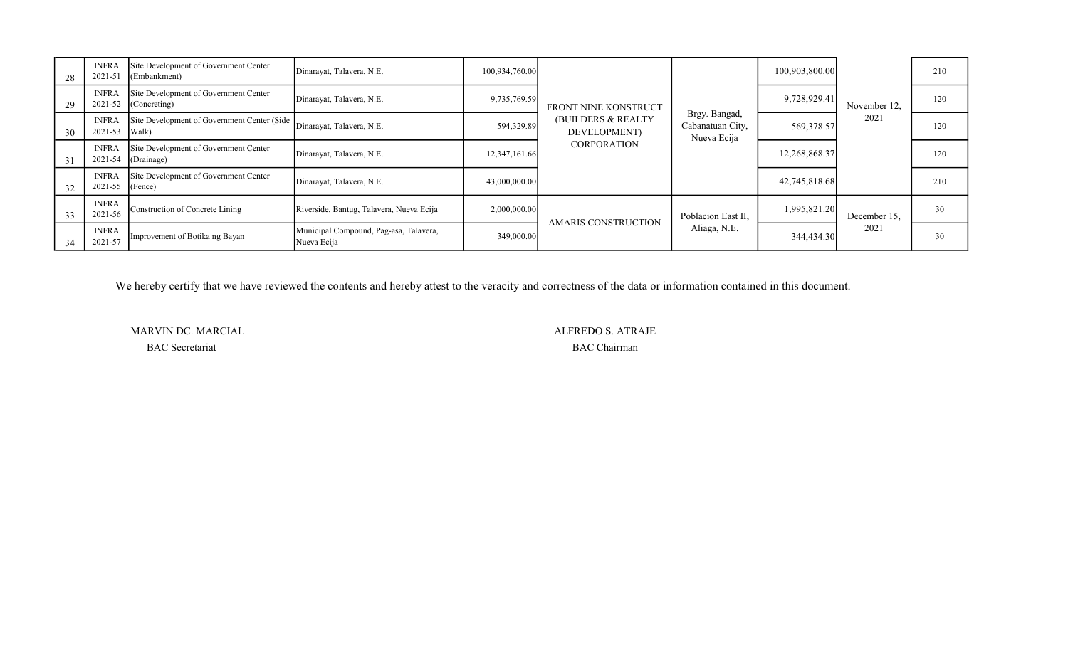| | | | | | | | | | |
|---|---|---|---|---|---|---|---|---|---|
| 28 | INFRA 2021-51 | Site Development of Government Center (Embankment) | Dinarayat, Talavera, N.E. | 100,934,760.00 | FRONT NINE KONSTRUCT (BUILDERS & REALTY DEVELOPMENT) CORPORATION | Brgy. Bangad, Cabanatuan City, Nueva Ecija | 100,903,800.00 | November 12, 2021 | 210 |
| 29 | INFRA 2021-52 | Site Development of Government Center (Concreting) | Dinarayat, Talavera, N.E. | 9,735,769.59 | | | 9,728,929.41 | | 120 |
| 30 | INFRA 2021-53 | Site Development of Government Center (Side Walk) | Dinarayat, Talavera, N.E. | 594,329.89 | | | 569,378.57 | | 120 |
| 31 | INFRA 2021-54 | Site Development of Government Center (Drainage) | Dinarayat, Talavera, N.E. | 12,347,161.66 | | | 12,268,868.37 | | 120 |
| 32 | INFRA 2021-55 | Site Development of Government Center (Fence) | Dinarayat, Talavera, N.E. | 43,000,000.00 | | | 42,745,818.68 | | 210 |
| 33 | INFRA 2021-56 | Construction of Concrete Lining | Riverside, Bantug, Talavera, Nueva Ecija | 2,000,000.00 | AMARIS CONSTRUCTION | Poblacion East II, Aliaga, N.E. | 1,995,821.20 | December 15, 2021 | 30 |
| 34 | INFRA 2021-57 | Improvement of Botika ng Bayan | Municipal Compound, Pag-asa, Talavera, Nueva Ecija | 349,000.00 | | | 344,434.30 | | 30 |

We hereby certify that we have reviewed the contents and hereby attest to the veracity and correctness of the data or information contained in this document.

MARVIN DC. MARCIAL
BAC Secretariat

ALFREDO S. ATRAJE
BAC Chairman